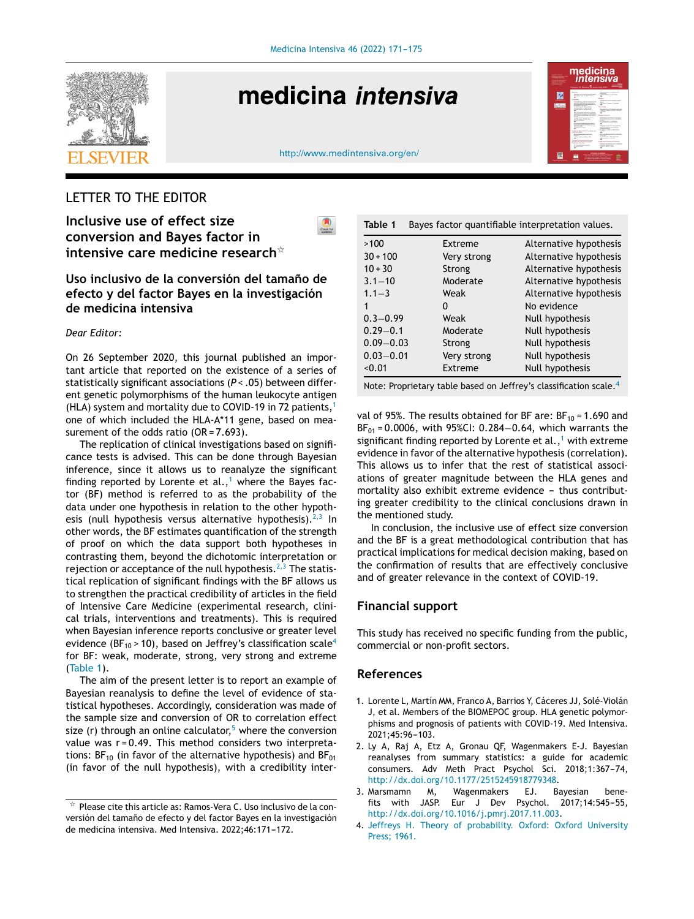LETTER TO THE EDITOR

# Inclusive use of effect size conversion and Bayes factor in intensive care medicine research☆

## Uso inclusivo de la conversión del tamaño de efecto y del factor Bayes en la investigación de medicina intensiva

*Dear Editor:*

On 26 September 2020, this journal published an important article that reported on the existence of a series of statistically significant associations ($P < .05$) between different genetic polymorphisms of the human leukocyte antigen (HLA) system and mortality due to COVID-19 in 72 patients,[1] one of which included the HLA-A*11 gene, based on measurement of the odds ratio (OR = 7.693).

The replication of clinical investigations based on significance tests is advised. This can be done through Bayesian inference, since it allows us to reanalyze the significant finding reported by Lorente et al.,[1] where the Bayes factor (BF) method is referred to as the probability of the data under one hypothesis in relation to the other hypothesis (null hypothesis versus alternative hypothesis).[2,3] In other words, the BF estimates quantification of the strength of proof on which the data support both hypotheses in contrasting them, beyond the dichotomic interpretation or rejection or acceptance of the null hypothesis.[2,3] The statistical replication of significant findings with the BF allows us to strengthen the practical credibility of articles in the field of Intensive Care Medicine (experimental research, clinical trials, interventions and treatments). This is required when Bayesian inference reports conclusive or greater level evidence ($BF_{10} > 10$), based on Jeffrey's classification scale[4] for BF: weak, moderate, strong, very strong and extreme (Table 1).

The aim of the present letter is to report an example of Bayesian reanalysis to define the level of evidence of statistical hypotheses. Accordingly, consideration was made of the sample size and conversion of OR to correlation effect size (r) through an online calculator,[5] where the conversion value was r = 0.49. This method considers two interpretations: $BF_{10}$ (in favor of the alternative hypothesis) and $BF_{01}$ (in favor of the null hypothesis), with a credibility interval of 95%. The results obtained for BF are: $BF_{10}$ = 1.690 and $BF_{01}$ = 0.0006, with 95%CI: 0.284–0.64, which warrants the significant finding reported by Lorente et al.,[1] with extreme evidence in favor of the alternative hypothesis (correlation). This allows us to infer that the rest of statistical associations of greater magnitude between the HLA genes and mortality also exhibit extreme evidence – thus contributing greater credibility to the clinical conclusions drawn in the mentioned study.

**Table 1** Bayes factor quantifiable interpretation values.

| | | |
|---|---|---|
| >100 | Extreme | Alternative hypothesis |
| 30 + 100 | Very strong | Alternative hypothesis |
| 10 + 30 | Strong | Alternative hypothesis |
| 3.1–10 | Moderate | Alternative hypothesis |
| 1.1–3 | Weak | Alternative hypothesis |
| 1 | 0 | No evidence |
| 0.3–0.99 | Weak | Null hypothesis |
| 0.29–0.1 | Moderate | Null hypothesis |
| 0.09–0.03 | Strong | Null hypothesis |
| 0.03–0.01 | Very strong | Null hypothesis |
| <0.01 | Extreme | Null hypothesis |

Note: Proprietary table based on Jeffrey's classification scale.[4]

In conclusion, the inclusive use of effect size conversion and the BF is a great methodological contribution that has practical implications for medical decision making, based on the confirmation of results that are effectively conclusive and of greater relevance in the context of COVID-19.

## Financial support

This study has received no specific funding from the public, commercial or non-profit sectors.

## References

1. Lorente L, Martín MM, Franco A, Barrios Y, Cáceres JJ, Solé-Violán J, et al. Members of the BIOMEPOC group. HLA genetic polymorphisms and prognosis of patients with COVID-19. Med Intensiva. 2021;45:96–103.
2. Ly A, Raj A, Etz A, Gronau QF, Wagenmakers E-J. Bayesian reanalyses from summary statistics: a guide for academic consumers. Adv Meth Pract Psychol Sci. 2018;1:367–74, http://dx.doi.org/10.1177/2515245918779348.
3. Marsmamn M, Wagenmakers EJ. Bayesian benefits with JASP. Eur J Dev Psychol. 2017;14:545–55, http://dx.doi.org/10.1016/j.pmrj.2017.11.003.
4. Jeffreys H. Theory of probability. Oxford: Oxford University Press; 1961.

☆ Please cite this article as: Ramos-Vera C. Uso inclusivo de la conversión del tamaño de efecto y del factor Bayes en la investigación de medicina intensiva. Med Intensiva. 2022;46:171–172.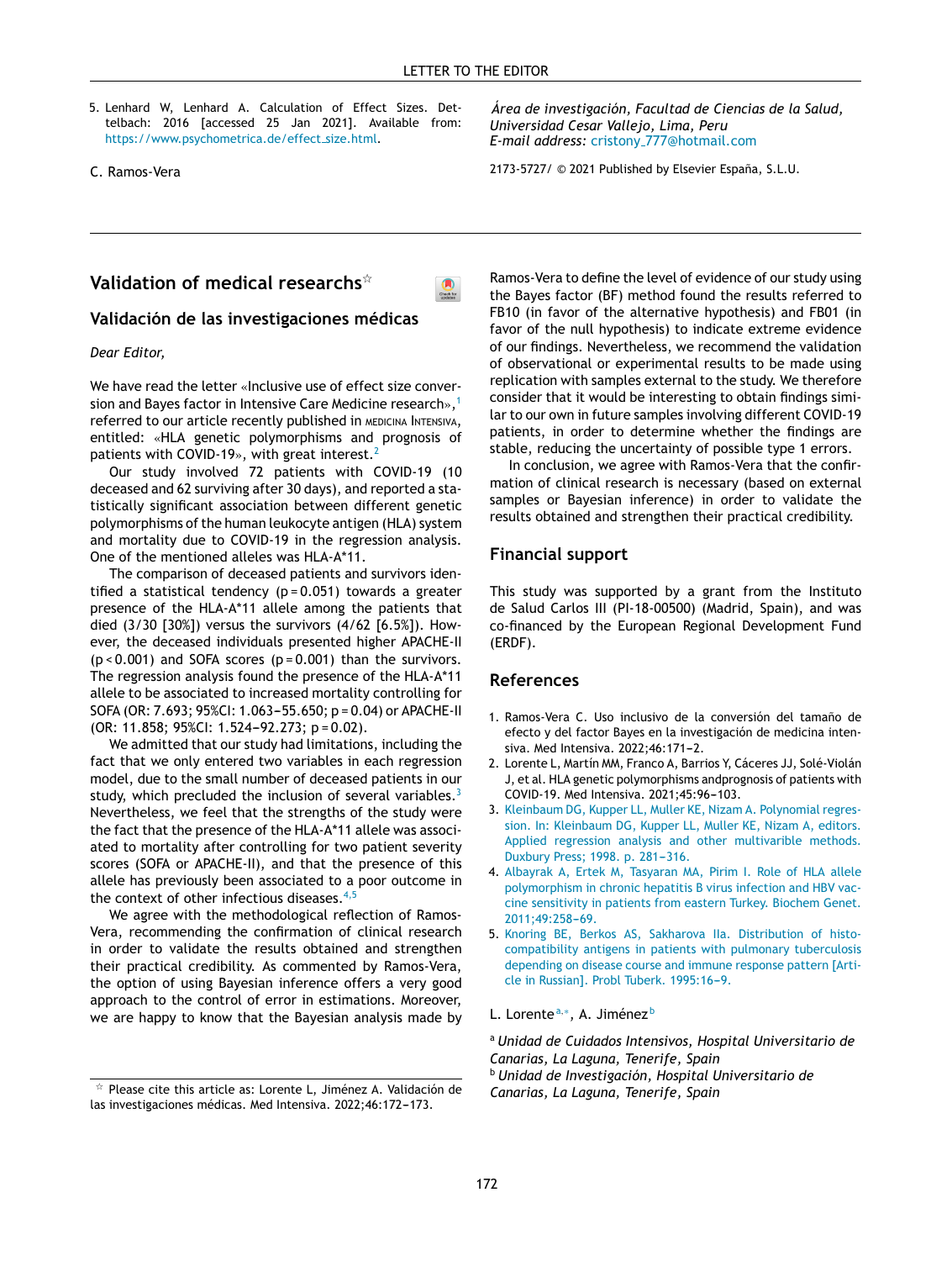5. Lenhard W, Lenhard A. Calculation of Effect Sizes. Dettelbach: 2016 [accessed 25 Jan 2021]. Available from: https://www.psychometrica.de/effect_size.html.

C. Ramos-Vera

*Área de investigación, Facultad de Ciencias de la Salud, Universidad Cesar Vallejo, Lima, Peru*
*E-mail address:* cristony_777@hotmail.com

2173-5727/ © 2021 Published by Elsevier España, S.L.U.

---

# Validation of medical researchs☆

## Validación de las investigaciones médicas

*Dear Editor,*

We have read the letter «Inclusive use of effect size conversion and Bayes factor in Intensive Care Medicine research»,[1] referred to our article recently published in MEDICINA INTENSIVA, entitled: «HLA genetic polymorphisms and prognosis of patients with COVID-19», with great interest.[2]

Our study involved 72 patients with COVID-19 (10 deceased and 62 surviving after 30 days), and reported a statistically significant association between different genetic polymorphisms of the human leukocyte antigen (HLA) system and mortality due to COVID-19 in the regression analysis. One of the mentioned alleles was HLA-A*11.

The comparison of deceased patients and survivors identified a statistical tendency ($p = 0.051$) towards a greater presence of the HLA-A*11 allele among the patients that died (3/30 [30%]) versus the survivors (4/62 [6.5%]). However, the deceased individuals presented higher APACHE-II ($p < 0.001$) and SOFA scores ($p = 0.001$) than the survivors. The regression analysis found the presence of the HLA-A*11 allele to be associated to increased mortality controlling for SOFA (OR: 7.693; 95%CI: 1.063–55.650; $p = 0.04$) or APACHE-II (OR: 11.858; 95%CI: 1.524–92.273; $p = 0.02$).

We admitted that our study had limitations, including the fact that we only entered two variables in each regression model, due to the small number of deceased patients in our study, which precluded the inclusion of several variables.[3] Nevertheless, we feel that the strengths of the study were the fact that the presence of the HLA-A*11 allele was associated to mortality after controlling for two patient severity scores (SOFA or APACHE-II), and that the presence of this allele has previously been associated to a poor outcome in the context of other infectious diseases.[4,5]

We agree with the methodological reflection of Ramos-Vera, recommending the confirmation of clinical research in order to validate the results obtained and strengthen their practical credibility. As commented by Ramos-Vera, the option of using Bayesian inference offers a very good approach to the control of error in estimations. Moreover, we are happy to know that the Bayesian analysis made by Ramos-Vera to define the level of evidence of our study using the Bayes factor (BF) method found the results referred to FB10 (in favor of the alternative hypothesis) and FB01 (in favor of the null hypothesis) to indicate extreme evidence of our findings. Nevertheless, we recommend the validation of observational or experimental results to be made using replication with samples external to the study. We therefore consider that it would be interesting to obtain findings similar to our own in future samples involving different COVID-19 patients, in order to determine whether the findings are stable, reducing the uncertainty of possible type 1 errors.

In conclusion, we agree with Ramos-Vera that the confirmation of clinical research is necessary (based on external samples or Bayesian inference) in order to validate the results obtained and strengthen their practical credibility.

## Financial support

This study was supported by a grant from the Instituto de Salud Carlos III (PI-18-00500) (Madrid, Spain), and was co-financed by the European Regional Development Fund (ERDF).

## References

1. Ramos-Vera C. Uso inclusivo de la conversión del tamaño de efecto y del factor Bayes en la investigación de medicina intensiva. Med Intensiva. 2022;46:171–2.
2. Lorente L, Martín MM, Franco A, Barrios Y, Cáceres JJ, Solé-Violán J, et al. HLA genetic polymorphisms andprognosis of patients with COVID-19. Med Intensiva. 2021;45:96–103.
3. Kleinbaum DG, Kupper LL, Muller KE, Nizam A. Polynomial regression. In: Kleinbaum DG, Kupper LL, Muller KE, Nizam A, editors. Applied regression analysis and other multivarible methods. Duxbury Press; 1998. p. 281–316.
4. Albayrak A, Ertek M, Tasyaran MA, Pirim I. Role of HLA allele polymorphism in chronic hepatitis B virus infection and HBV vaccine sensitivity in patients from eastern Turkey. Biochem Genet. 2011;49:258–69.
5. Knoring BE, Berkos AS, Sakharova IIa. Distribution of histocompatibility antigens in patients with pulmonary tuberculosis depending on disease course and immune response pattern [Article in Russian]. Probl Tuberk. 1995:16–9.

L. Lorente[a,*], A. Jiménez[b]

[a] *Unidad de Cuidados Intensivos, Hospital Universitario de Canarias, La Laguna, Tenerife, Spain*
[b] *Unidad de Investigación, Hospital Universitario de Canarias, La Laguna, Tenerife, Spain*

☆ Please cite this article as: Lorente L, Jiménez A. Validación de las investigaciones médicas. Med Intensiva. 2022;46:172–173.